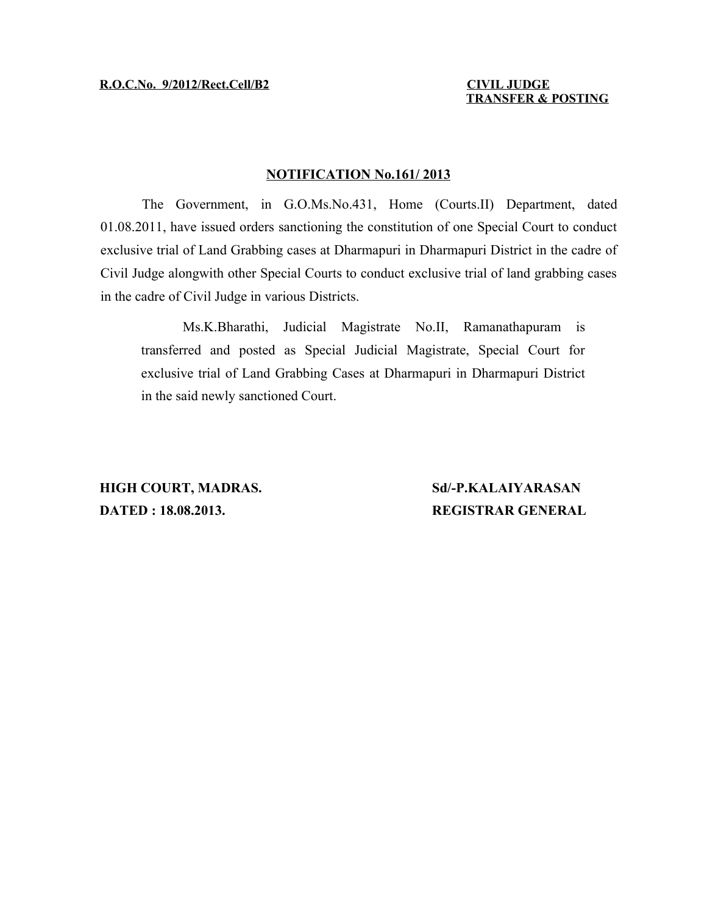**R.O.C.No. 9/2012/Rect.Cell/B2**

**CIVIL JUDGE**
**TRANSFER & POSTING**

## NOTIFICATION No.161/ 2013

The Government, in G.O.Ms.No.431, Home (Courts.II) Department, dated 01.08.2011, have issued orders sanctioning the constitution of one Special Court to conduct exclusive trial of Land Grabbing cases at Dharmapuri in Dharmapuri District in the cadre of Civil Judge alongwith other Special Courts to conduct exclusive trial of land grabbing cases in the cadre of Civil Judge in various Districts.

> Ms.K.Bharathi, Judicial Magistrate No.II, Ramanathapuram is transferred and posted as Special Judicial Magistrate, Special Court for exclusive trial of Land Grabbing Cases at Dharmapuri in Dharmapuri District in the said newly sanctioned Court.

**HIGH COURT, MADRAS.**
**DATED : 18.08.2013.**

**Sd/-P.KALAIYARASAN**
**REGISTRAR GENERAL**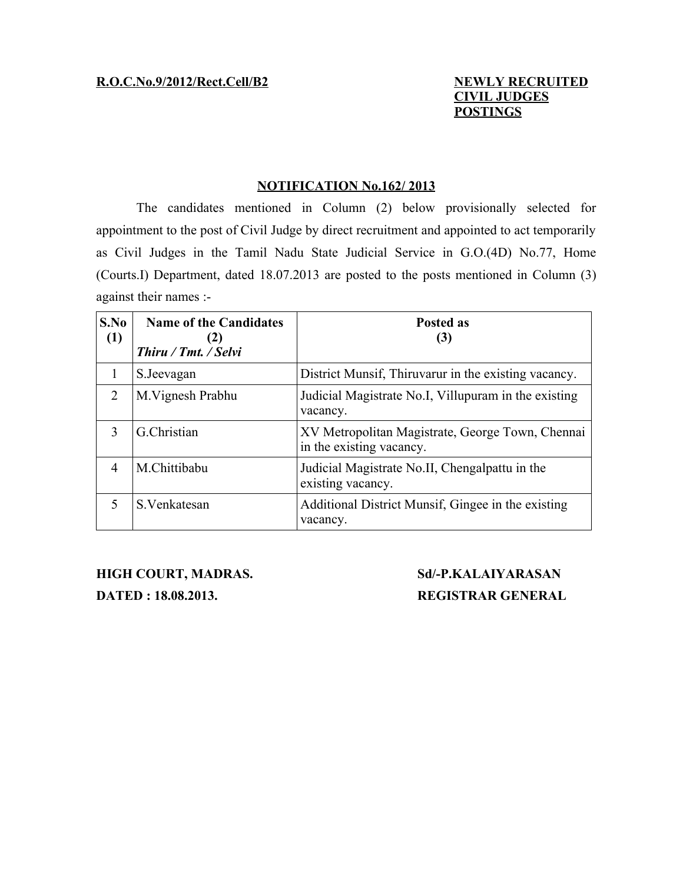**R.O.C.No.9/2012/Rect.Cell/B2**

**NEWLY RECRUITED CIVIL JUDGES POSTINGS**

## NOTIFICATION No.162/ 2013

The candidates mentioned in Column (2) below provisionally selected for appointment to the post of Civil Judge by direct recruitment and appointed to act temporarily as Civil Judges in the Tamil Nadu State Judicial Service in G.O.(4D) No.77, Home (Courts.I) Department, dated 18.07.2013 are posted to the posts mentioned in Column (3) against their names :-

| S.No (1) | Name of the Candidates (2) *Thiru / Tmt. / Selvi* | Posted as (3) |
|---|---|---|
| 1 | S.Jeevagan | District Munsif, Thiruvarur in the existing vacancy. |
| 2 | M.Vignesh Prabhu | Judicial Magistrate No.I, Villupuram in the existing vacancy. |
| 3 | G.Christian | XV Metropolitan Magistrate, George Town, Chennai in the existing vacancy. |
| 4 | M.Chittibabu | Judicial Magistrate No.II, Chengalpattu in the existing vacancy. |
| 5 | S.Venkatesan | Additional District Munsif, Gingee in the existing vacancy. |

**HIGH COURT, MADRAS.**
**DATED : 18.08.2013.**

**Sd/-P.KALAIYARASAN**
**REGISTRAR GENERAL**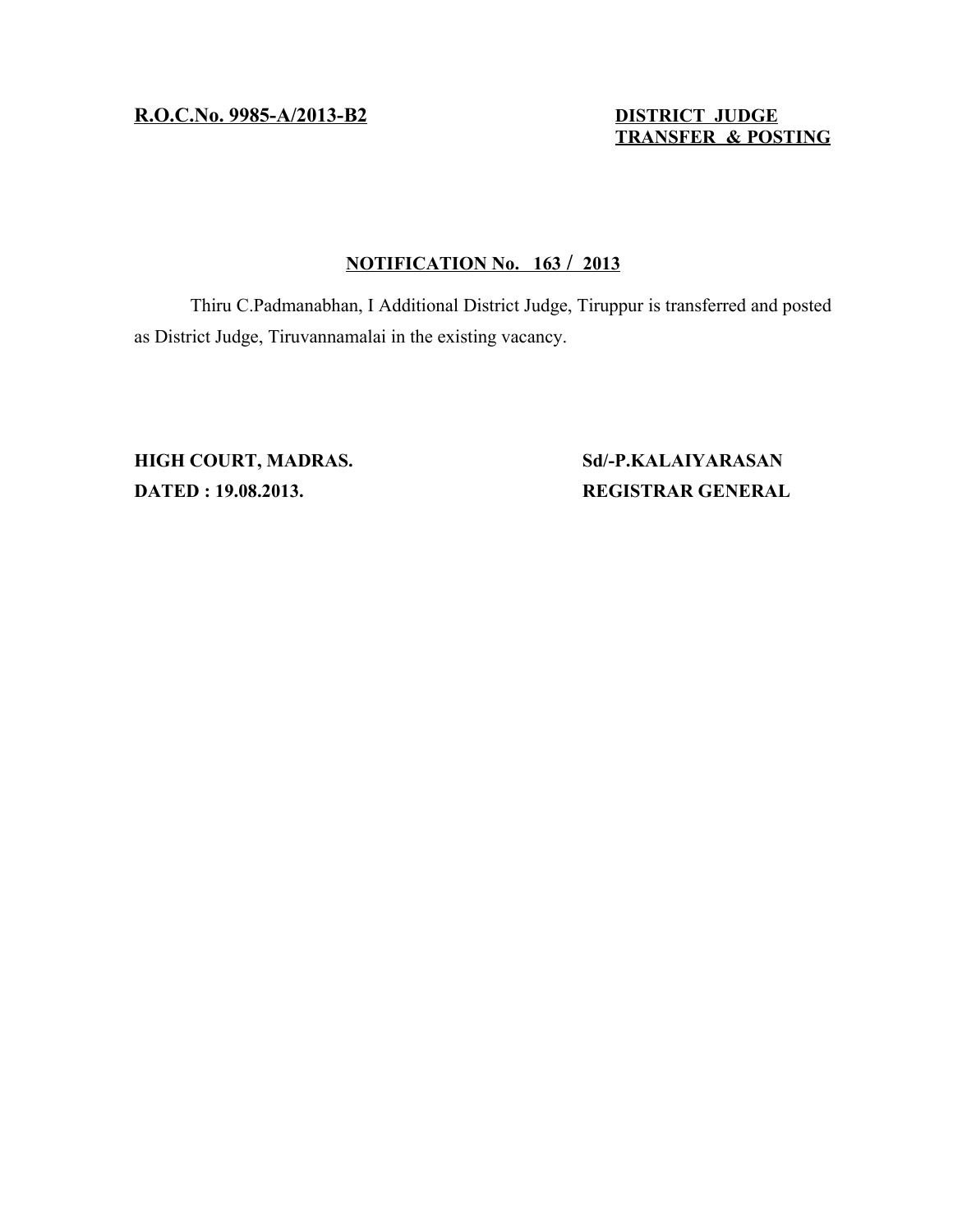**R.O.C.No. 9985-A/2013-B2**

**DISTRICT JUDGE TRANSFER & POSTING**

**NOTIFICATION No. 163 / 2013**

Thiru C.Padmanabhan, I Additional District Judge, Tiruppur is transferred and posted as District Judge, Tiruvannamalai in the existing vacancy.

**HIGH COURT, MADRAS.**
**DATED : 19.08.2013.**

**Sd/-P.KALAIYARASAN**
**REGISTRAR GENERAL**